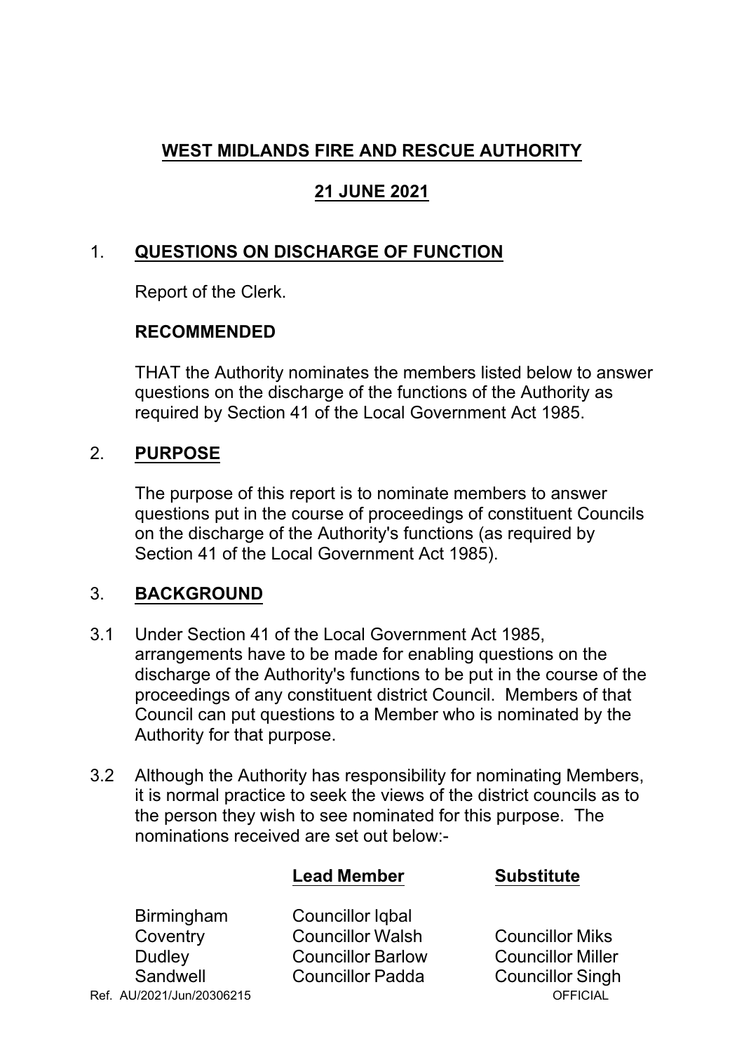# WEST MIDLANDS FIRE AND RESCUE AUTHORITY

## 21 JUNE 2021

## 1. QUESTIONS ON DISCHARGE OF FUNCTION

Report of the Clerk.

**RECOMMENDED**

THAT the Authority nominates the members listed below to answer questions on the discharge of the functions of the Authority as required by Section 41 of the Local Government Act 1985.

## 2. PURPOSE

The purpose of this report is to nominate members to answer questions put in the course of proceedings of constituent Councils on the discharge of the Authority's functions (as required by Section 41 of the Local Government Act 1985).

## 3. BACKGROUND

3.1 Under Section 41 of the Local Government Act 1985, arrangements have to be made for enabling questions on the discharge of the Authority's functions to be put in the course of the proceedings of any constituent district Council. Members of that Council can put questions to a Member who is nominated by the Authority for that purpose.

3.2 Although the Authority has responsibility for nominating Members, it is normal practice to seek the views of the district councils as to the person they wish to see nominated for this purpose. The nominations received are set out below:-

| | Lead Member | Substitute |
|---|---|---|
| Birmingham | Councillor Iqbal | |
| Coventry | Councillor Walsh | Councillor Miks |
| Dudley | Councillor Barlow | Councillor Miller |
| Sandwell | Councillor Padda | Councillor Singh |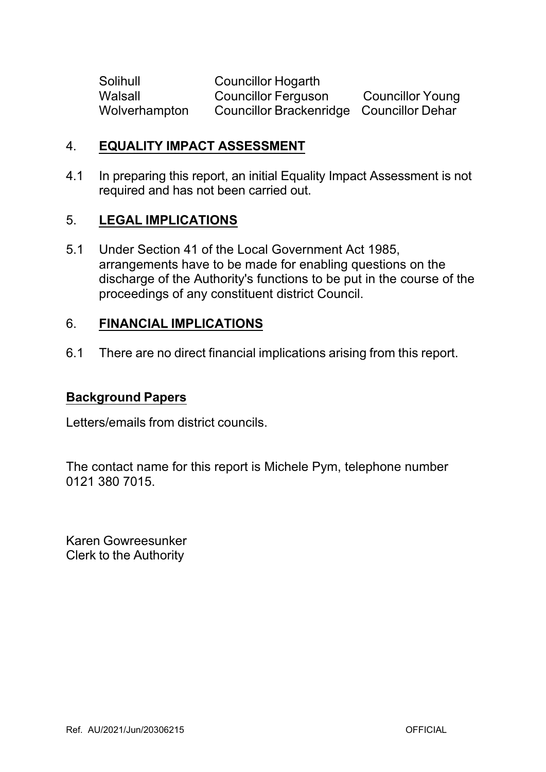| | | |
|---|---|---|
| Solihull | Councillor Hogarth | |
| Walsall | Councillor Ferguson | Councillor Young |
| Wolverhampton | Councillor Brackenridge | Councillor Dehar |

## 4. **EQUALITY IMPACT ASSESSMENT**

4.1 In preparing this report, an initial Equality Impact Assessment is not required and has not been carried out.

## 5. **LEGAL IMPLICATIONS**

5.1 Under Section 41 of the Local Government Act 1985, arrangements have to be made for enabling questions on the discharge of the Authority's functions to be put in the course of the proceedings of any constituent district Council.

## 6. **FINANCIAL IMPLICATIONS**

6.1 There are no direct financial implications arising from this report.

**Background Papers**

Letters/emails from district councils.

The contact name for this report is Michele Pym, telephone number 0121 380 7015.

Karen Gowreesunker
Clerk to the Authority

Ref. AU/2021/Jun/20306215 OFFICIAL